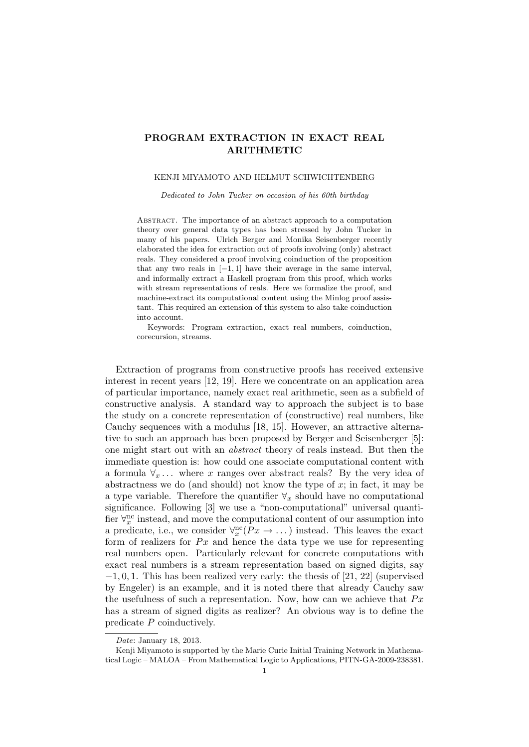# PROGRAM EXTRACTION IN EXACT REAL ARITHMETIC

KENJI MIYAMOTO AND HELMUT SCHWICHTENBERG

*Dedicated to John Tucker on occasion of his 60th birthday*

Abstract. The importance of an abstract approach to a computation theory over general data types has been stressed by John Tucker in many of his papers. Ulrich Berger and Monika Seisenberger recently elaborated the idea for extraction out of proofs involving (only) abstract reals. They considered a proof involving coinduction of the proposition that any two reals in $[-1, 1]$ have their average in the same interval, and informally extract a Haskell program from this proof, which works with stream representations of reals. Here we formalize the proof, and machine-extract its computational content using the Minlog proof assistant. This required an extension of this system to also take coinduction into account.

Keywords: Program extraction, exact real numbers, coinduction, corecursion, streams.

Extraction of programs from constructive proofs has received extensive interest in recent years [12, 19]. Here we concentrate on an application area of particular importance, namely exact real arithmetic, seen as a subfield of constructive analysis. A standard way to approach the subject is to base the study on a concrete representation of (constructive) real numbers, like Cauchy sequences with a modulus [18, 15]. However, an attractive alternative to such an approach has been proposed by Berger and Seisenberger [5]: one might start out with an *abstract* theory of reals instead. But then the immediate question is: how could one associate computational content with a formula $\forall_x \dots$ where $x$ ranges over abstract reals? By the very idea of abstractness we do (and should) not know the type of $x$; in fact, it may be a type variable. Therefore the quantifier $\forall_x$ should have no computational significance. Following [3] we use a "non-computational" universal quantifier $\forall_x^{\mathrm{nc}}$ instead, and move the computational content of our assumption into a predicate, i.e., we consider $\forall_x^{\mathrm{nc}}(Px \to \dots)$ instead. This leaves the exact form of realizers for $Px$ and hence the data type we use for representing real numbers open. Particularly relevant for concrete computations with exact real numbers is a stream representation based on signed digits, say $-1, 0, 1$. This has been realized very early: the thesis of [21, 22] (supervised by Engeler) is an example, and it is noted there that already Cauchy saw the usefulness of such a representation. Now, how can we achieve that $Px$ has a stream of signed digits as realizer? An obvious way is to define the predicate $P$ coinductively.

---

*Date*: January 18, 2013.

Kenji Miyamoto is supported by the Marie Curie Initial Training Network in Mathematical Logic – MALOA – From Mathematical Logic to Applications, PITN-GA-2009-238381.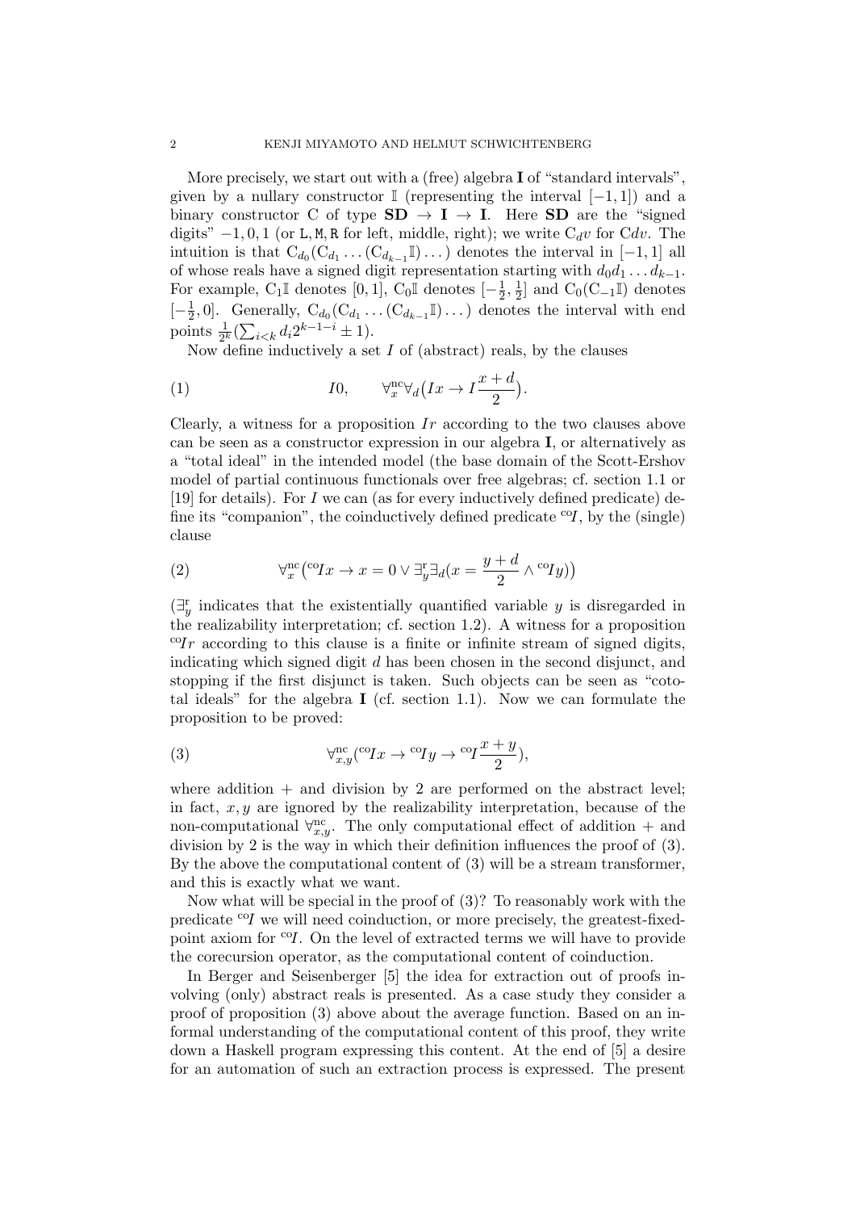More precisely, we start out with a (free) algebra **I** of "standard intervals", given by a nullary constructor $\mathbb{I}$ (representing the interval $[-1,1]$) and a binary constructor C of type $\mathbf{SD} \to \mathbf{I} \to \mathbf{I}$. Here $\mathbf{SD}$ are the "signed digits" $-1, 0, 1$ (or `L`, `M`, `R` for left, middle, right); we write $\mathrm{C}_d v$ for $\mathrm{C}dv$. The intuition is that $\mathrm{C}_{d_0}(\mathrm{C}_{d_1} \dots (\mathrm{C}_{d_{k-1}}\mathbb{I}) \dots)$ denotes the interval in $[-1,1]$ all of whose reals have a signed digit representation starting with $d_0 d_1 \dots d_{k-1}$. For example, $\mathrm{C}_1\mathbb{I}$ denotes $[0,1]$, $\mathrm{C}_0\mathbb{I}$ denotes $[-\frac{1}{2}, \frac{1}{2}]$ and $\mathrm{C}_0(\mathrm{C}_{-1}\mathbb{I})$ denotes $[-\frac{1}{2}, 0]$. Generally, $\mathrm{C}_{d_0}(\mathrm{C}_{d_1} \dots (\mathrm{C}_{d_{k-1}}\mathbb{I}) \dots)$ denotes the interval with end points $\frac{1}{2^k}(\sum_{i<k} d_i 2^{k-1-i} \pm 1)$.

Now define inductively a set $I$ of (abstract) reals, by the clauses

$$I0, \qquad \forall_x^{\mathrm{nc}} \forall_d \big(Ix \to I\frac{x+d}{2}\big). \tag{1}$$

Clearly, a witness for a proposition $Ir$ according to the two clauses above can be seen as a constructor expression in our algebra **I**, or alternatively as a "total ideal" in the intended model (the base domain of the Scott-Ershov model of partial continuous functionals over free algebras; cf. section 1.1 or [19] for details). For $I$ we can (as for every inductively defined predicate) define its "companion", the coinductively defined predicate ${}^{\mathrm{co}}I$, by the (single) clause

$$\forall_x^{\mathrm{nc}} \big({}^{\mathrm{co}}Ix \to x = 0 \vee \exists_y^{\mathrm{r}} \exists_d (x = \frac{y+d}{2} \wedge {}^{\mathrm{co}}Iy)\big) \tag{2}$$

($\exists_y^{\mathrm{r}}$ indicates that the existentially quantified variable $y$ is disregarded in the realizability interpretation; cf. section 1.2). A witness for a proposition ${}^{\mathrm{co}}Ir$ according to this clause is a finite or infinite stream of signed digits, indicating which signed digit $d$ has been chosen in the second disjunct, and stopping if the first disjunct is taken. Such objects can be seen as "cototal ideals" for the algebra **I** (cf. section 1.1). Now we can formulate the proposition to be proved:

$$\forall_{x,y}^{\mathrm{nc}} ({}^{\mathrm{co}}Ix \to {}^{\mathrm{co}}Iy \to {}^{\mathrm{co}}I\frac{x+y}{2}), \tag{3}$$

where addition $+$ and division by 2 are performed on the abstract level; in fact, $x, y$ are ignored by the realizability interpretation, because of the non-computational $\forall_{x,y}^{\mathrm{nc}}$. The only computational effect of addition $+$ and division by 2 is the way in which their definition influences the proof of (3). By the above the computational content of (3) will be a stream transformer, and this is exactly what we want.

Now what will be special in the proof of (3)? To reasonably work with the predicate ${}^{\mathrm{co}}I$ we will need coinduction, or more precisely, the greatest-fixed-point axiom for ${}^{\mathrm{co}}I$. On the level of extracted terms we will have to provide the corecursion operator, as the computational content of coinduction.

In Berger and Seisenberger [5] the idea for extraction out of proofs involving (only) abstract reals is presented. As a case study they consider a proof of proposition (3) above about the average function. Based on an informal understanding of the computational content of this proof, they write down a Haskell program expressing this content. At the end of [5] a desire for an automation of such an extraction process is expressed. The present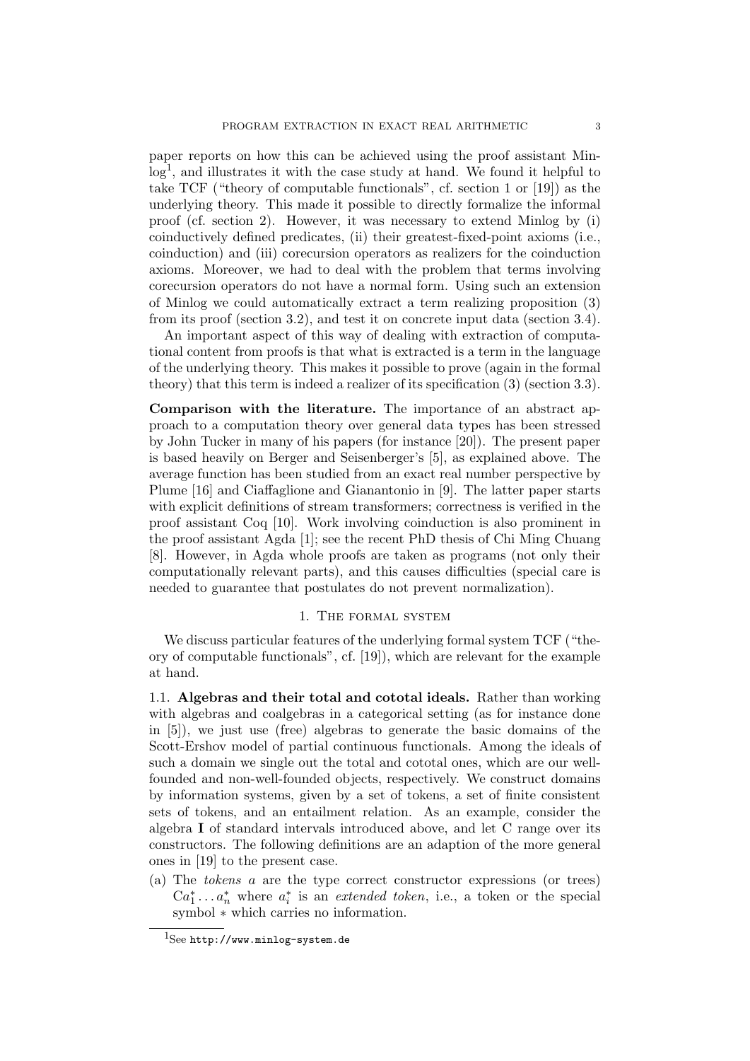paper reports on how this can be achieved using the proof assistant Minlog[1], and illustrates it with the case study at hand. We found it helpful to take TCF ("theory of computable functionals", cf. section 1 or [19]) as the underlying theory. This made it possible to directly formalize the informal proof (cf. section 2). However, it was necessary to extend Minlog by (i) coinductively defined predicates, (ii) their greatest-fixed-point axioms (i.e., coinduction) and (iii) corecursion operators as realizers for the coinduction axioms. Moreover, we had to deal with the problem that terms involving corecursion operators do not have a normal form. Using such an extension of Minlog we could automatically extract a term realizing proposition (3) from its proof (section 3.2), and test it on concrete input data (section 3.4).

An important aspect of this way of dealing with extraction of computational content from proofs is that what is extracted is a term in the language of the underlying theory. This makes it possible to prove (again in the formal theory) that this term is indeed a realizer of its specification (3) (section 3.3).

**Comparison with the literature.** The importance of an abstract approach to a computation theory over general data types has been stressed by John Tucker in many of his papers (for instance [20]). The present paper is based heavily on Berger and Seisenberger's [5], as explained above. The average function has been studied from an exact real number perspective by Plume [16] and Ciaffaglione and Gianantonio in [9]. The latter paper starts with explicit definitions of stream transformers; correctness is verified in the proof assistant Coq [10]. Work involving coinduction is also prominent in the proof assistant Agda [1]; see the recent PhD thesis of Chi Ming Chuang [8]. However, in Agda whole proofs are taken as programs (not only their computationally relevant parts), and this causes difficulties (special care is needed to guarantee that postulates do not prevent normalization).

## 1. The formal system

We discuss particular features of the underlying formal system TCF ("theory of computable functionals", cf. [19]), which are relevant for the example at hand.

### 1.1. Algebras and their total and cototal ideals.

Rather than working with algebras and coalgebras in a categorical setting (as for instance done in [5]), we just use (free) algebras to generate the basic domains of the Scott-Ershov model of partial continuous functionals. Among the ideals of such a domain we single out the total and cototal ones, which are our well-founded and non-well-founded objects, respectively. We construct domains by information systems, given by a set of tokens, a set of finite consistent sets of tokens, and an entailment relation. As an example, consider the algebra $\mathbf{I}$ of standard intervals introduced above, and let C range over its constructors. The following definitions are an adaption of the more general ones in [19] to the present case.

(a) The *tokens* $a$ are the type correct constructor expressions (or trees) $\mathrm{C}a_1^* \dots a_n^*$ where $a_i^*$ is an *extended token*, i.e., a token or the special symbol $*$ which carries no information.

[1] See http://www.minlog-system.de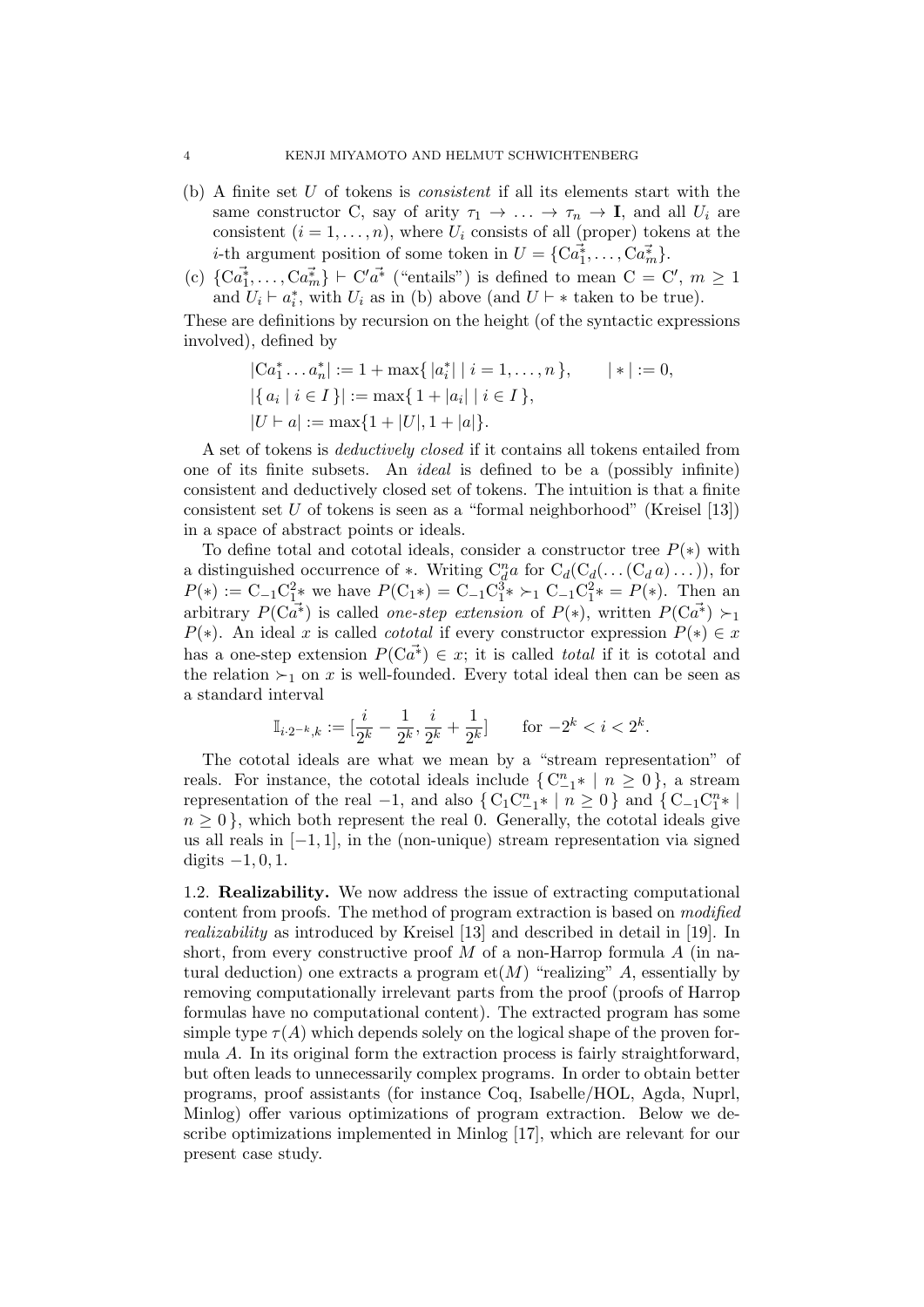(b) A finite set $U$ of tokens is *consistent* if all its elements start with the same constructor C, say of arity $\tau_1 \to \ldots \to \tau_n \to \mathbf{I}$, and all $U_i$ are consistent ($i = 1, \ldots, n$), where $U_i$ consists of all (proper) tokens at the $i$-th argument position of some token in $U = \{\mathrm{C}\vec{a_1^*}, \ldots, \mathrm{C}\vec{a_m^*}\}$.

(c) $\{\mathrm{C}\vec{a_1^*}, \ldots, \mathrm{C}\vec{a_m^*}\} \vdash \mathrm{C}'\vec{a^*}$ ("entails") is defined to mean $\mathrm{C} = \mathrm{C}'$, $m \geq 1$ and $U_i \vdash a_i^*$, with $U_i$ as in (b) above (and $U \vdash *$ taken to be true).

These are definitions by recursion on the height (of the syntactic expressions involved), defined by

$$|\mathrm{C}a_1^* \ldots a_n^*| := 1 + \max\{\, |a_i^*| \mid i = 1, \ldots, n \,\}, \qquad |*| := 0,$$
$$|\{\, a_i \mid i \in I \,\}| := \max\{\, 1 + |a_i| \mid i \in I \,\},$$
$$|U \vdash a| := \max\{1 + |U|, 1 + |a|\}.$$

A set of tokens is *deductively closed* if it contains all tokens entailed from one of its finite subsets. An *ideal* is defined to be a (possibly infinite) consistent and deductively closed set of tokens. The intuition is that a finite consistent set $U$ of tokens is seen as a "formal neighborhood" (Kreisel [13]) in a space of abstract points or ideals.

To define total and cototal ideals, consider a constructor tree $P(*)$ with a distinguished occurrence of $*$. Writing $\mathrm{C}_d^n a$ for $\mathrm{C}_d(\mathrm{C}_d(\ldots(\mathrm{C}_d\, a)\ldots))$, for $P(*) := \mathrm{C}_{-1}\mathrm{C}_1^2 *$ we have $P(\mathrm{C}_1 *) = \mathrm{C}_{-1}\mathrm{C}_1^3 * \succ_1 \mathrm{C}_{-1}\mathrm{C}_1^2 * = P(*)$. Then an arbitrary $P(\mathrm{C}\vec{a^*})$ is called *one-step extension* of $P(*)$, written $P(\mathrm{C}\vec{a^*}) \succ_1 P(*)$. An ideal $x$ is called *cototal* if every constructor expression $P(*) \in x$ has a one-step extension $P(\mathrm{C}\vec{a^*}) \in x$; it is called *total* if it is cototal and the relation $\succ_1$ on $x$ is well-founded. Every total ideal then can be seen as a standard interval

$$\mathbb{I}_{i \cdot 2^{-k}, k} := [\frac{i}{2^k} - \frac{1}{2^k}, \frac{i}{2^k} + \frac{1}{2^k}] \qquad \text{for } -2^k < i < 2^k.$$

The cototal ideals are what we mean by a "stream representation" of reals. For instance, the cototal ideals include $\{\, \mathrm{C}_{-1}^n * \mid n \geq 0 \,\}$, a stream representation of the real $-1$, and also $\{\, \mathrm{C}_1\mathrm{C}_{-1}^n * \mid n \geq 0 \,\}$ and $\{\, \mathrm{C}_{-1}\mathrm{C}_1^n * \mid n \geq 0 \,\}$, which both represent the real 0. Generally, the cototal ideals give us all reals in $[-1, 1]$, in the (non-unique) stream representation via signed digits $-1, 0, 1$.

1.2. **Realizability.** We now address the issue of extracting computational content from proofs. The method of program extraction is based on *modified realizability* as introduced by Kreisel [13] and described in detail in [19]. In short, from every constructive proof $M$ of a non-Harrop formula $A$ (in natural deduction) one extracts a program $\mathrm{et}(M)$ "realizing" $A$, essentially by removing computationally irrelevant parts from the proof (proofs of Harrop formulas have no computational content). The extracted program has some simple type $\tau(A)$ which depends solely on the logical shape of the proven formula $A$. In its original form the extraction process is fairly straightforward, but often leads to unnecessarily complex programs. In order to obtain better programs, proof assistants (for instance Coq, Isabelle/HOL, Agda, Nuprl, Minlog) offer various optimizations of program extraction. Below we describe optimizations implemented in Minlog [17], which are relevant for our present case study.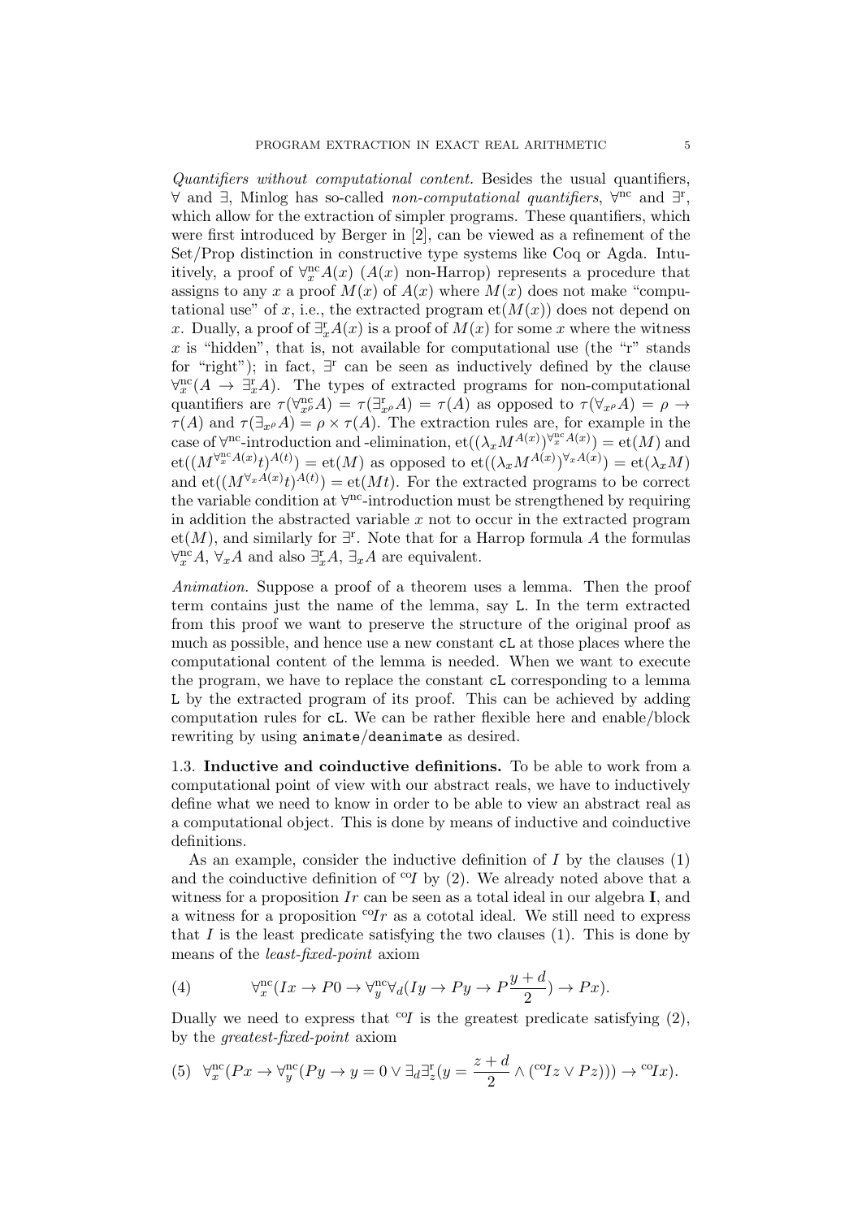*Quantifiers without computational content.* Besides the usual quantifiers, $\forall$ and $\exists$, Minlog has so-called *non-computational quantifiers*, $\forall^{\mathrm{nc}}$ and $\exists^{\mathrm{r}}$, which allow for the extraction of simpler programs. These quantifiers, which were first introduced by Berger in [2], can be viewed as a refinement of the Set/Prop distinction in constructive type systems like Coq or Agda. Intuitively, a proof of $\forall^{\mathrm{nc}}_x A(x)$ ($A(x)$ non-Harrop) represents a procedure that assigns to any $x$ a proof $M(x)$ of $A(x)$ where $M(x)$ does not make "computational use" of $x$, i.e., the extracted program $\mathrm{et}(M(x))$ does not depend on $x$. Dually, a proof of $\exists^{\mathrm{r}}_x A(x)$ is a proof of $M(x)$ for some $x$ where the witness $x$ is "hidden", that is, not available for computational use (the "r" stands for "right"); in fact, $\exists^{\mathrm{r}}$ can be seen as inductively defined by the clause $\forall^{\mathrm{nc}}_x(A \to \exists^{\mathrm{r}}_x A)$. The types of extracted programs for non-computational quantifiers are $\tau(\forall^{\mathrm{nc}}_{x^\rho} A) = \tau(\exists^{\mathrm{r}}_{x^\rho} A) = \tau(A)$ as opposed to $\tau(\forall_{x^\rho} A) = \rho \to \tau(A)$ and $\tau(\exists_{x^\rho} A) = \rho \times \tau(A)$. The extraction rules are, for example in the case of $\forall^{\mathrm{nc}}$-introduction and -elimination, $\mathrm{et}((\lambda_x M^{A(x)})^{\forall^{\mathrm{nc}}_x A(x)}) = \mathrm{et}(M)$ and $\mathrm{et}((M^{\forall^{\mathrm{nc}}_x A(x)} t)^{A(t)}) = \mathrm{et}(M)$ as opposed to $\mathrm{et}((\lambda_x M^{A(x)})^{\forall_x A(x)}) = \mathrm{et}(\lambda_x M)$ and $\mathrm{et}((M^{\forall_x A(x)} t)^{A(t)}) = \mathrm{et}(Mt)$. For the extracted programs to be correct the variable condition at $\forall^{\mathrm{nc}}$-introduction must be strengthened by requiring in addition the abstracted variable $x$ not to occur in the extracted program $\mathrm{et}(M)$, and similarly for $\exists^{\mathrm{r}}$. Note that for a Harrop formula $A$ the formulas $\forall^{\mathrm{nc}}_x A$, $\forall_x A$ and also $\exists^{\mathrm{r}}_x A$, $\exists_x A$ are equivalent.

*Animation.* Suppose a proof of a theorem uses a lemma. Then the proof term contains just the name of the lemma, say `L`. In the term extracted from this proof we want to preserve the structure of the original proof as much as possible, and hence use a new constant `cL` at those places where the computational content of the lemma is needed. When we want to execute the program, we have to replace the constant `cL` corresponding to a lemma `L` by the extracted program of its proof. This can be achieved by adding computation rules for `cL`. We can be rather flexible here and enable/block rewriting by using `animate`/`deanimate` as desired.

**1.3. Inductive and coinductive definitions.** To be able to work from a computational point of view with our abstract reals, we have to inductively define what we need to know in order to be able to view an abstract real as a computational object. This is done by means of inductive and coinductive definitions.

As an example, consider the inductive definition of $I$ by the clauses (1) and the coinductive definition of ${}^{\mathrm{co}}I$ by (2). We already noted above that a witness for a proposition $Ir$ can be seen as a total ideal in our algebra $\mathbf{I}$, and a witness for a proposition ${}^{\mathrm{co}}Ir$ as a cototal ideal. We still need to express that $I$ is the least predicate satisfying the two clauses (1). This is done by means of the *least-fixed-point* axiom

$$\forall^{\mathrm{nc}}_x(Ix \to P0 \to \forall^{\mathrm{nc}}_y \forall_d(Iy \to Py \to P\frac{y+d}{2}) \to Px). \tag{4}$$

Dually we need to express that ${}^{\mathrm{co}}I$ is the greatest predicate satisfying (2), by the *greatest-fixed-point* axiom

$$\forall^{\mathrm{nc}}_x(Px \to \forall^{\mathrm{nc}}_y(Py \to y = 0 \lor \exists_d \exists^{\mathrm{r}}_z(y = \frac{z+d}{2} \land ({}^{\mathrm{co}}Iz \lor Pz))) \to {}^{\mathrm{co}}Ix). \tag{5}$$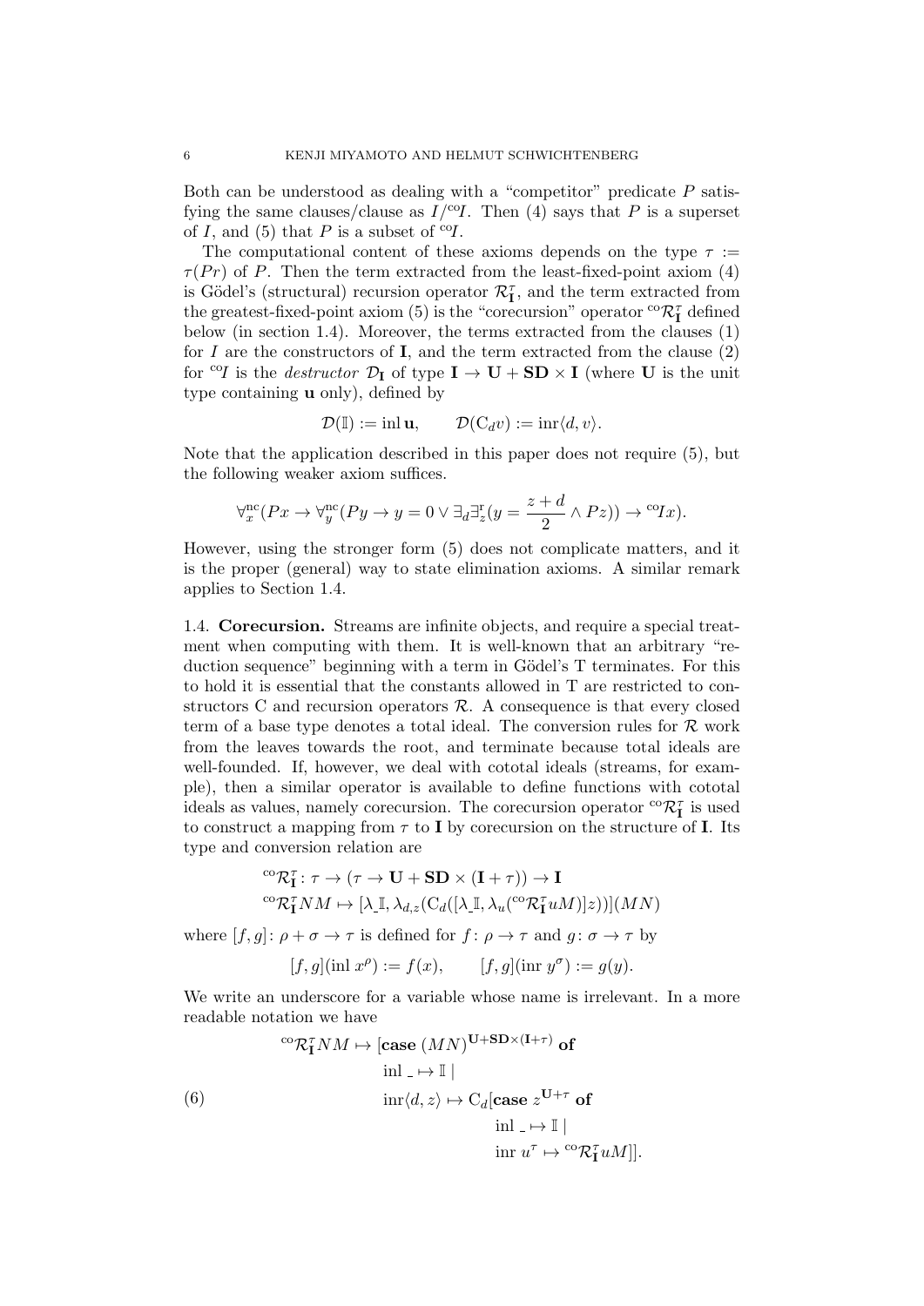Both can be understood as dealing with a "competitor" predicate $P$ satisfying the same clauses/clause as $I/{}^{\mathrm{co}}I$. Then (4) says that $P$ is a superset of $I$, and (5) that $P$ is a subset of ${}^{\mathrm{co}}I$.

The computational content of these axioms depends on the type $\tau := \tau(Pr)$ of $P$. Then the term extracted from the least-fixed-point axiom (4) is Gödel's (structural) recursion operator $\mathcal{R}^{\tau}_{\mathbf{I}}$, and the term extracted from the greatest-fixed-point axiom (5) is the "corecursion" operator ${}^{\mathrm{co}}\mathcal{R}^{\tau}_{\mathbf{I}}$ defined below (in section 1.4). Moreover, the terms extracted from the clauses (1) for $I$ are the constructors of $\mathbf{I}$, and the term extracted from the clause (2) for ${}^{\mathrm{co}}I$ is the *destructor* $\mathcal{D}_{\mathbf{I}}$ of type $\mathbf{I} \to \mathbf{U} + \mathbf{SD} \times \mathbf{I}$ (where $\mathbf{U}$ is the unit type containing $\mathbf{u}$ only), defined by

$$\mathcal{D}(\mathbb{I}) := \mathrm{inl}\,\mathbf{u}, \qquad \mathcal{D}(\mathrm{C}_d v) := \mathrm{inr}\langle d, v\rangle.$$

Note that the application described in this paper does not require (5), but the following weaker axiom suffices.

$$\forall^{\mathrm{nc}}_x (Px \to \forall^{\mathrm{nc}}_y (Py \to y = 0 \vee \exists_d \exists^{\mathrm{r}}_z (y = \frac{z+d}{2} \wedge Pz)) \to {}^{\mathrm{co}}Ix).$$

However, using the stronger form (5) does not complicate matters, and it is the proper (general) way to state elimination axioms. A similar remark applies to Section 1.4.

1.4. **Corecursion.** Streams are infinite objects, and require a special treatment when computing with them. It is well-known that an arbitrary "reduction sequence" beginning with a term in Gödel's T terminates. For this to hold it is essential that the constants allowed in T are restricted to constructors C and recursion operators $\mathcal{R}$. A consequence is that every closed term of a base type denotes a total ideal. The conversion rules for $\mathcal{R}$ work from the leaves towards the root, and terminate because total ideals are well-founded. If, however, we deal with cototal ideals (streams, for example), then a similar operator is available to define functions with cototal ideals as values, namely corecursion. The corecursion operator ${}^{\mathrm{co}}\mathcal{R}^{\tau}_{\mathbf{I}}$ is used to construct a mapping from $\tau$ to $\mathbf{I}$ by corecursion on the structure of $\mathbf{I}$. Its type and conversion relation are

$$\begin{aligned}
&{}^{\mathrm{co}}\mathcal{R}^{\tau}_{\mathbf{I}} \colon \tau \to (\tau \to \mathbf{U} + \mathbf{SD} \times (\mathbf{I} + \tau)) \to \mathbf{I} \\
&{}^{\mathrm{co}}\mathcal{R}^{\tau}_{\mathbf{I}} NM \mapsto [\lambda_{\_}\mathbb{I}, \lambda_{d,z}(\mathrm{C}_d([\lambda_{\_}\mathbb{I}, \lambda_u({}^{\mathrm{co}}\mathcal{R}^{\tau}_{\mathbf{I}} uM)]z))](MN)
\end{aligned}$$

where $[f,g] \colon \rho + \sigma \to \tau$ is defined for $f \colon \rho \to \tau$ and $g \colon \sigma \to \tau$ by

$$[f,g](\mathrm{inl}\, x^{\rho}) := f(x), \qquad [f,g](\mathrm{inr}\, y^{\sigma}) := g(y).$$

We write an underscore for a variable whose name is irrelevant. In a more readable notation we have

$$\begin{aligned}
{}^{\mathrm{co}}\mathcal{R}^{\tau}_{\mathbf{I}} NM \mapsto [&\mathbf{case}\ (MN)^{\mathbf{U}+\mathbf{SD}\times(\mathbf{I}+\tau)}\ \mathbf{of} \\
&\mathrm{inl}\ \_ \mapsto \mathbb{I} \mid \\
&\mathrm{inr}\langle d, z\rangle \mapsto \mathrm{C}_d[\mathbf{case}\ z^{\mathbf{U}+\tau}\ \mathbf{of} \\
&\qquad \mathrm{inl}\ \_ \mapsto \mathbb{I} \mid \\
&\qquad \mathrm{inr}\ u^{\tau} \mapsto {}^{\mathrm{co}}\mathcal{R}^{\tau}_{\mathbf{I}} uM]].
\end{aligned} \tag{6}$$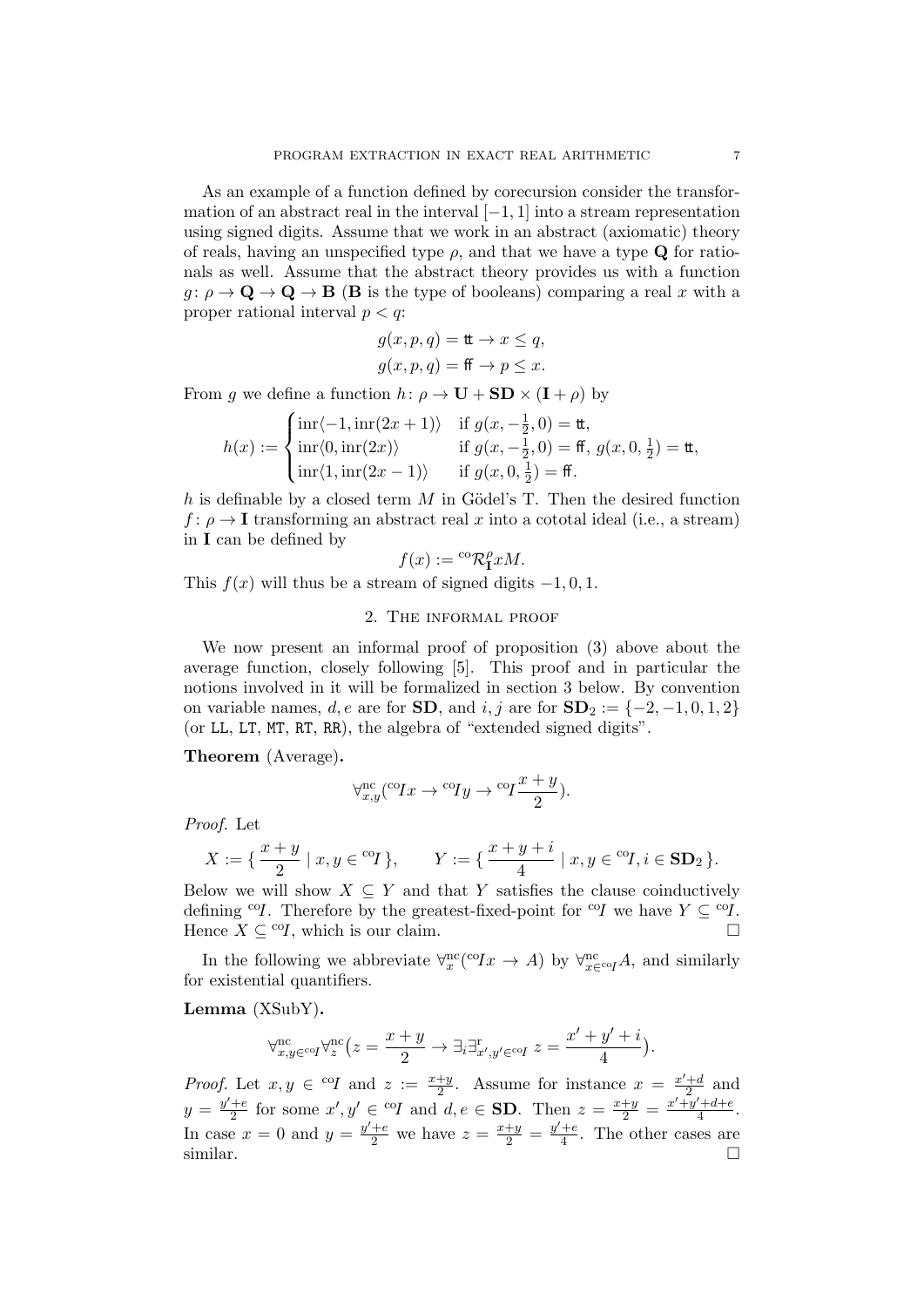As an example of a function defined by corecursion consider the transformation of an abstract real in the interval $[-1, 1]$ into a stream representation using signed digits. Assume that we work in an abstract (axiomatic) theory of reals, having an unspecified type $\rho$, and that we have a type $\mathbf{Q}$ for rationals as well. Assume that the abstract theory provides us with a function $g \colon \rho \to \mathbf{Q} \to \mathbf{Q} \to \mathbf{B}$ ($\mathbf{B}$ is the type of booleans) comparing a real $x$ with a proper rational interval $p < q$:

$$g(x, p, q) = \mathtt{tt} \to x \leq q,$$
$$g(x, p, q) = \mathtt{ff} \to p \leq x.$$

From $g$ we define a function $h \colon \rho \to \mathbf{U} + \mathbf{SD} \times (\mathbf{I} + \rho)$ by

$$h(x) := \begin{cases} \mathrm{inr}\langle -1, \mathrm{inr}(2x+1)\rangle & \text{if } g(x, -\frac{1}{2}, 0) = \mathtt{tt}, \\ \mathrm{inr}\langle 0, \mathrm{inr}(2x)\rangle & \text{if } g(x, -\frac{1}{2}, 0) = \mathtt{ff},\ g(x, 0, \frac{1}{2}) = \mathtt{tt}, \\ \mathrm{inr}\langle 1, \mathrm{inr}(2x-1)\rangle & \text{if } g(x, 0, \frac{1}{2}) = \mathtt{ff}. \end{cases}$$

$h$ is definable by a closed term $M$ in Gödel's T. Then the desired function $f \colon \rho \to \mathbf{I}$ transforming an abstract real $x$ into a cototal ideal (i.e., a stream) in $\mathbf{I}$ can be defined by

$$f(x) := {}^{\mathrm{co}}\mathcal{R}^{\rho}_{\mathbf{I}} x M.$$

This $f(x)$ will thus be a stream of signed digits $-1, 0, 1$.

## 2. The informal proof

We now present an informal proof of proposition (3) above about the average function, closely following [5]. This proof and in particular the notions involved in it will be formalized in section 3 below. By convention on variable names, $d, e$ are for $\mathbf{SD}$, and $i, j$ are for $\mathbf{SD}_2 := \{-2, -1, 0, 1, 2\}$ (or `LL`, `LT`, `MT`, `RT`, `RR`), the algebra of "extended signed digits".

**Theorem** (Average)**.**

$$\forall^{\mathrm{nc}}_{x,y}({}^{\mathrm{co}}I x \to {}^{\mathrm{co}}I y \to {}^{\mathrm{co}}I \frac{x+y}{2}).$$

*Proof.* Let

$$X := \{\, \frac{x+y}{2} \mid x, y \in {}^{\mathrm{co}}I \,\}, \qquad Y := \{\, \frac{x+y+i}{4} \mid x, y \in {}^{\mathrm{co}}I, i \in \mathbf{SD}_2 \,\}.$$

Below we will show $X \subseteq Y$ and that $Y$ satisfies the clause coinductively defining ${}^{\mathrm{co}}I$. Therefore by the greatest-fixed-point for ${}^{\mathrm{co}}I$ we have $Y \subseteq {}^{\mathrm{co}}I$. Hence $X \subseteq {}^{\mathrm{co}}I$, which is our claim. □

In the following we abbreviate $\forall^{\mathrm{nc}}_x({}^{\mathrm{co}}I x \to A)$ by $\forall^{\mathrm{nc}}_{x \in {}^{\mathrm{co}}I} A$, and similarly for existential quantifiers.

**Lemma** (XSubY)**.**

$$\forall^{\mathrm{nc}}_{x,y \in {}^{\mathrm{co}}I} \forall^{\mathrm{nc}}_z \big(z = \frac{x+y}{2} \to \exists_i \exists^{\mathrm{r}}_{x', y' \in {}^{\mathrm{co}}I}\, z = \frac{x'+y'+i}{4}\big).$$

*Proof.* Let $x, y \in {}^{\mathrm{co}}I$ and $z := \frac{x+y}{2}$. Assume for instance $x = \frac{x'+d}{2}$ and $y = \frac{y'+e}{2}$ for some $x', y' \in {}^{\mathrm{co}}I$ and $d, e \in \mathbf{SD}$. Then $z = \frac{x+y}{2} = \frac{x'+y'+d+e}{4}$. In case $x = 0$ and $y = \frac{y'+e}{2}$ we have $z = \frac{x+y}{2} = \frac{y'+e}{4}$. The other cases are similar. □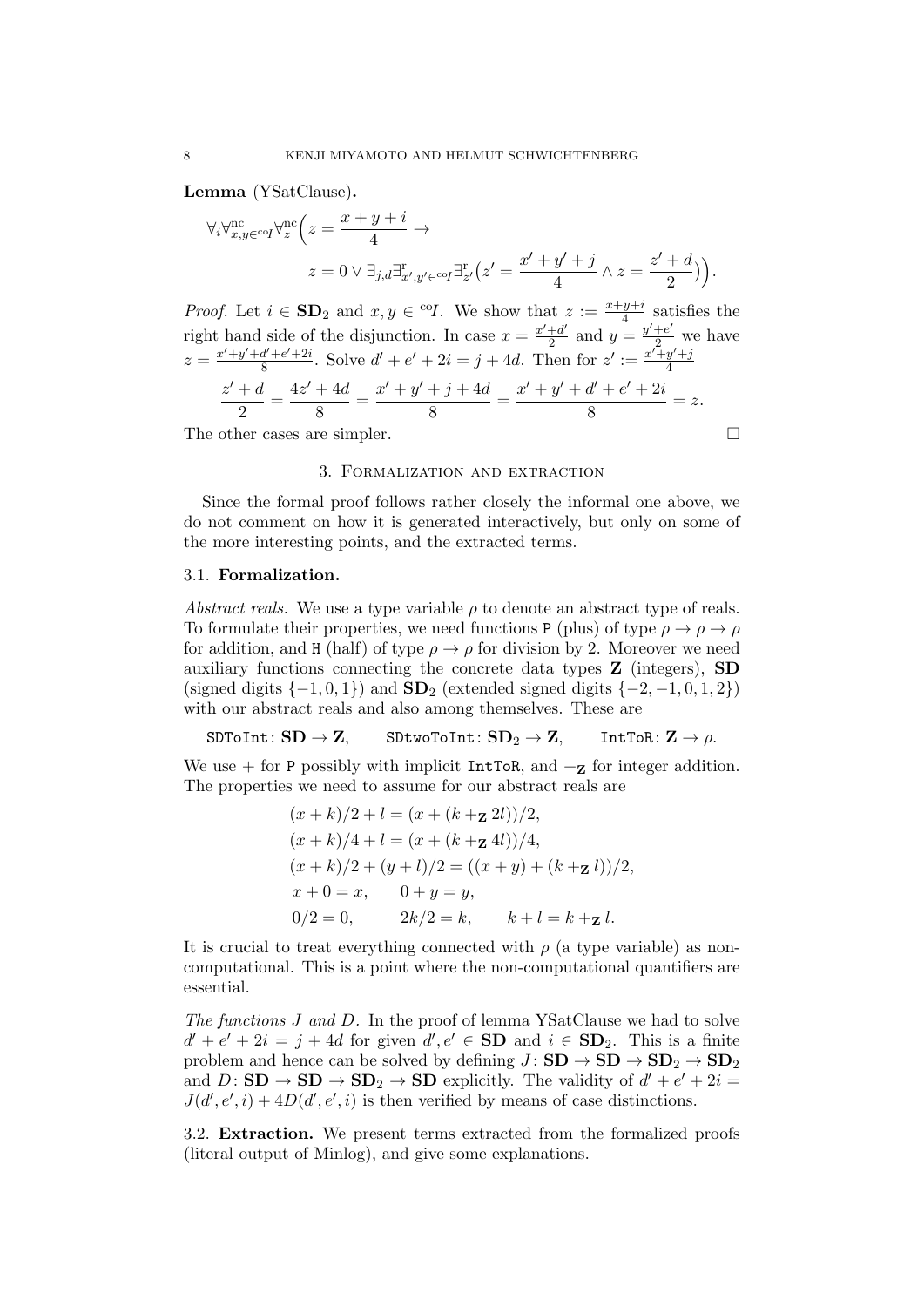**Lemma** (YSatClause)**.**

$$\forall_i \forall^{\mathrm{nc}}_{x,y\in {}^{\mathrm{co}}I} \forall^{\mathrm{nc}}_z \Big( z = \frac{x+y+i}{4} \to \\ z = 0 \vee \exists_{j,d} \exists^{\mathrm{r}}_{x',y'\in {}^{\mathrm{co}}I} \exists^{\mathrm{r}}_{z'} \big( z' = \frac{x'+y'+j}{4} \wedge z = \frac{z'+d}{2} \big) \Big).$$

*Proof.* Let $i \in \mathbf{SD}_2$ and $x, y \in {}^{\mathrm{co}}I$. We show that $z := \frac{x+y+i}{4}$ satisfies the right hand side of the disjunction. In case $x = \frac{x'+d'}{2}$ and $y = \frac{y'+e'}{2}$ we have $z = \frac{x'+y'+d'+e'+2i}{8}$. Solve $d' + e' + 2i = j + 4d$. Then for $z' := \frac{x'+y'+j}{4}$

$$\frac{z'+d}{2} = \frac{4z'+4d}{8} = \frac{x'+y'+j+4d}{8} = \frac{x'+y'+d'+e'+2i}{8} = z.$$

The other cases are simpler. □

## 3. Formalization and extraction

Since the formal proof follows rather closely the informal one above, we do not comment on how it is generated interactively, but only on some of the more interesting points, and the extracted terms.

### 3.1. Formalization.

*Abstract reals.* We use a type variable $\rho$ to denote an abstract type of reals. To formulate their properties, we need functions P (plus) of type $\rho \to \rho \to \rho$ for addition, and H (half) of type $\rho \to \rho$ for division by 2. Moreover we need auxiliary functions connecting the concrete data types $\mathbf{Z}$ (integers), $\mathbf{SD}$ (signed digits $\{-1, 0, 1\}$) and $\mathbf{SD}_2$ (extended signed digits $\{-2, -1, 0, 1, 2\}$) with our abstract reals and also among themselves. These are

$$\texttt{SDToInt}\colon \mathbf{SD} \to \mathbf{Z}, \qquad \texttt{SDtwoToInt}\colon \mathbf{SD}_2 \to \mathbf{Z}, \qquad \texttt{IntToR}\colon \mathbf{Z} \to \rho.$$

We use $+$ for P possibly with implicit IntToR, and $+_{\mathbf{Z}}$ for integer addition. The properties we need to assume for our abstract reals are

$$\begin{aligned}
&(x + k)/2 + l = (x + (k +_{\mathbf{Z}} 2l))/2, \\
&(x + k)/4 + l = (x + (k +_{\mathbf{Z}} 4l))/4, \\
&(x + k)/2 + (y + l)/2 = ((x + y) + (k +_{\mathbf{Z}} l))/2, \\
&x + 0 = x, \qquad 0 + y = y, \\
&0/2 = 0, \qquad 2k/2 = k, \qquad k + l = k +_{\mathbf{Z}} l.
\end{aligned}$$

It is crucial to treat everything connected with $\rho$ (a type variable) as non-computational. This is a point where the non-computational quantifiers are essential.

*The functions $J$ and $D$.* In the proof of lemma YSatClause we had to solve $d' + e' + 2i = j + 4d$ for given $d', e' \in \mathbf{SD}$ and $i \in \mathbf{SD}_2$. This is a finite problem and hence can be solved by defining $J\colon \mathbf{SD} \to \mathbf{SD} \to \mathbf{SD}_2 \to \mathbf{SD}_2$ and $D\colon \mathbf{SD} \to \mathbf{SD} \to \mathbf{SD}_2 \to \mathbf{SD}$ explicitly. The validity of $d' + e' + 2i = J(d', e', i) + 4D(d', e', i)$ is then verified by means of case distinctions.

### 3.2. Extraction.

We present terms extracted from the formalized proofs (literal output of Minlog), and give some explanations.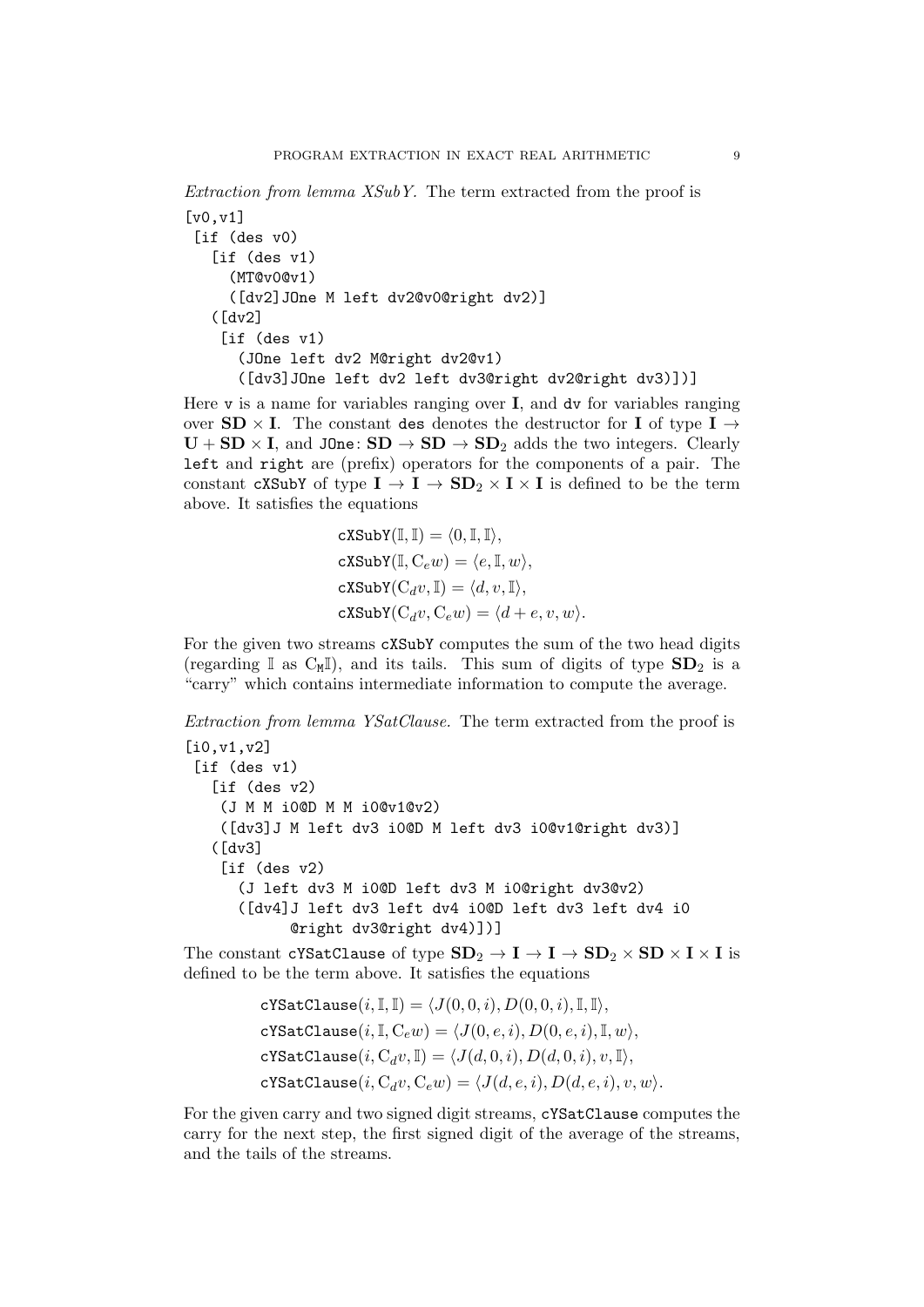*Extraction from lemma XSubY.* The term extracted from the proof is

```
[v0,v1]
 [if (des v0)
   [if (des v1)
     (MT@v0@v1)
     ([dv2]JOne M left dv2@v0@right dv2)]
   ([dv2]
    [if (des v1)
      (JOne left dv2 M@right dv2@v1)
      ([dv3]JOne left dv2 left dv3@right dv2@right dv3)])]
```

Here `v` is a name for variables ranging over $\mathbf{I}$, and `dv` for variables ranging over $\mathbf{SD} \times \mathbf{I}$. The constant `des` denotes the destructor for $\mathbf{I}$ of type $\mathbf{I} \to \mathbf{U} + \mathbf{SD} \times \mathbf{I}$, and `JOne`: $\mathbf{SD} \to \mathbf{SD} \to \mathbf{SD}_2$ adds the two integers. Clearly `left` and `right` are (prefix) operators for the components of a pair. The constant `cXSubY` of type $\mathbf{I} \to \mathbf{I} \to \mathbf{SD}_2 \times \mathbf{I} \times \mathbf{I}$ is defined to be the term above. It satisfies the equations

$$
\begin{aligned}
\texttt{cXSubY}(\mathbb{I}, \mathbb{I}) &= \langle 0, \mathbb{I}, \mathbb{I} \rangle, \\
\texttt{cXSubY}(\mathbb{I}, \mathrm{C}_e w) &= \langle e, \mathbb{I}, w \rangle, \\
\texttt{cXSubY}(\mathrm{C}_d v, \mathbb{I}) &= \langle d, v, \mathbb{I} \rangle, \\
\texttt{cXSubY}(\mathrm{C}_d v, \mathrm{C}_e w) &= \langle d + e, v, w \rangle.
\end{aligned}
$$

For the given two streams `cXSubY` computes the sum of the two head digits (regarding $\mathbb{I}$ as $\mathrm{C}_{\mathtt{M}}\mathbb{I}$), and its tails. This sum of digits of type $\mathbf{SD}_2$ is a "carry" which contains intermediate information to compute the average.

*Extraction from lemma YSatClause.* The term extracted from the proof is

```
[i0,v1,v2]
 [if (des v1)
   [if (des v2)
    (J M M i0@D M M i0@v1@v2)
    ([dv3]J M left dv3 i0@D M left dv3 i0@v1@right dv3)]
   ([dv3]
    [if (des v2)
      (J left dv3 M i0@D left dv3 M i0@right dv3@v2)
      ([dv4]J left dv3 left dv4 i0@D left dv3 left dv4 i0
           @right dv3@right dv4)])]
```

The constant `cYSatClause` of type $\mathbf{SD}_2 \to \mathbf{I} \to \mathbf{I} \to \mathbf{SD}_2 \times \mathbf{SD} \times \mathbf{I} \times \mathbf{I}$ is defined to be the term above. It satisfies the equations

$$
\begin{aligned}
\texttt{cYSatClause}(i, \mathbb{I}, \mathbb{I}) &= \langle J(0,0,i), D(0,0,i), \mathbb{I}, \mathbb{I} \rangle, \\
\texttt{cYSatClause}(i, \mathbb{I}, \mathrm{C}_e w) &= \langle J(0,e,i), D(0,e,i), \mathbb{I}, w \rangle, \\
\texttt{cYSatClause}(i, \mathrm{C}_d v, \mathbb{I}) &= \langle J(d,0,i), D(d,0,i), v, \mathbb{I} \rangle, \\
\texttt{cYSatClause}(i, \mathrm{C}_d v, \mathrm{C}_e w) &= \langle J(d,e,i), D(d,e,i), v, w \rangle.
\end{aligned}
$$

For the given carry and two signed digit streams, `cYSatClause` computes the carry for the next step, the first signed digit of the average of the streams, and the tails of the streams.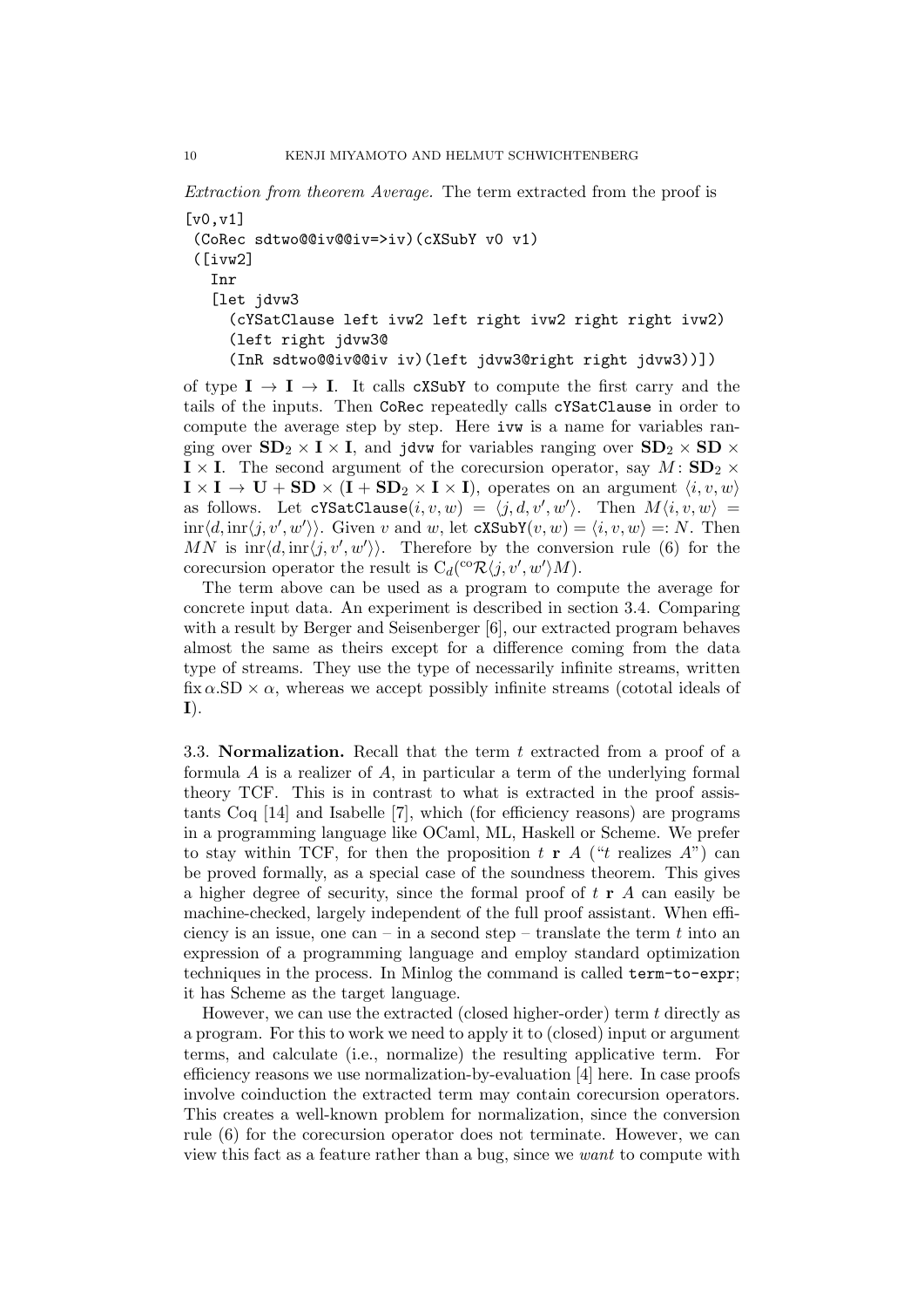*Extraction from theorem Average.* The term extracted from the proof is

```
[v0,v1]
 (CoRec sdtwo@@iv@@iv=>iv)(cXSubY v0 v1)
 ([ivw2]
   Inr
   [let jdvw3
     (cYSatClause left ivw2 left right ivw2 right right ivw2)
     (left right jdvw3@
     (InR sdtwo@@iv@@iv iv)(left jdvw3@right right jdvw3))])
```

of type $\mathbf{I} \to \mathbf{I} \to \mathbf{I}$. It calls `cXSubY` to compute the first carry and the tails of the inputs. Then `CoRec` repeatedly calls `cYSatClause` in order to compute the average step by step. Here `ivw` is a name for variables ranging over $\mathbf{SD}_2 \times \mathbf{I} \times \mathbf{I}$, and `jdvw` for variables ranging over $\mathbf{SD}_2 \times \mathbf{SD} \times \mathbf{I} \times \mathbf{I}$. The second argument of the corecursion operator, say $M \colon \mathbf{SD}_2 \times \mathbf{I} \times \mathbf{I} \to \mathbf{U} + \mathbf{SD} \times (\mathbf{I} + \mathbf{SD}_2 \times \mathbf{I} \times \mathbf{I})$, operates on an argument $\langle i, v, w \rangle$ as follows. Let $\texttt{cYSatClause}(i, v, w) = \langle j, d, v', w' \rangle$. Then $M\langle i, v, w\rangle = \mathrm{inr}\langle d, \mathrm{inr}\langle j, v', w'\rangle\rangle$. Given $v$ and $w$, let $\texttt{cXSubY}(v, w) = \langle i, v, w \rangle =: N$. Then $MN$ is $\mathrm{inr}\langle d, \mathrm{inr}\langle j, v', w'\rangle\rangle$. Therefore by the conversion rule (6) for the corecursion operator the result is $\mathrm{C}_d({}^{\mathrm{co}}\mathcal{R}\langle j, v', w'\rangle M)$.

The term above can be used as a program to compute the average for concrete input data. An experiment is described in section 3.4. Comparing with a result by Berger and Seisenberger [6], our extracted program behaves almost the same as theirs except for a difference coming from the data type of streams. They use the type of necessarily infinite streams, written $\mathrm{fix}\,\alpha.\mathrm{SD} \times \alpha$, whereas we accept possibly infinite streams (cototal ideals of $\mathbf{I}$).

### 3.3. Normalization.

Recall that the term $t$ extracted from a proof of a formula $A$ is a realizer of $A$, in particular a term of the underlying formal theory TCF. This is in contrast to what is extracted in the proof assistants Coq [14] and Isabelle [7], which (for efficiency reasons) are programs in a programming language like OCaml, ML, Haskell or Scheme. We prefer to stay within TCF, for then the proposition $t \mathbf{\ r\ } A$ ("$t$ realizes $A$") can be proved formally, as a special case of the soundness theorem. This gives a higher degree of security, since the formal proof of $t \mathbf{\ r\ } A$ can easily be machine-checked, largely independent of the full proof assistant. When efficiency is an issue, one can – in a second step – translate the term $t$ into an expression of a programming language and employ standard optimization techniques in the process. In Minlog the command is called `term-to-expr`; it has Scheme as the target language.

However, we can use the extracted (closed higher-order) term $t$ directly as a program. For this to work we need to apply it to (closed) input or argument terms, and calculate (i.e., normalize) the resulting applicative term. For efficiency reasons we use normalization-by-evaluation [4] here. In case proofs involve coinduction the extracted term may contain corecursion operators. This creates a well-known problem for normalization, since the conversion rule (6) for the corecursion operator does not terminate. However, we can view this fact as a feature rather than a bug, since we *want* to compute with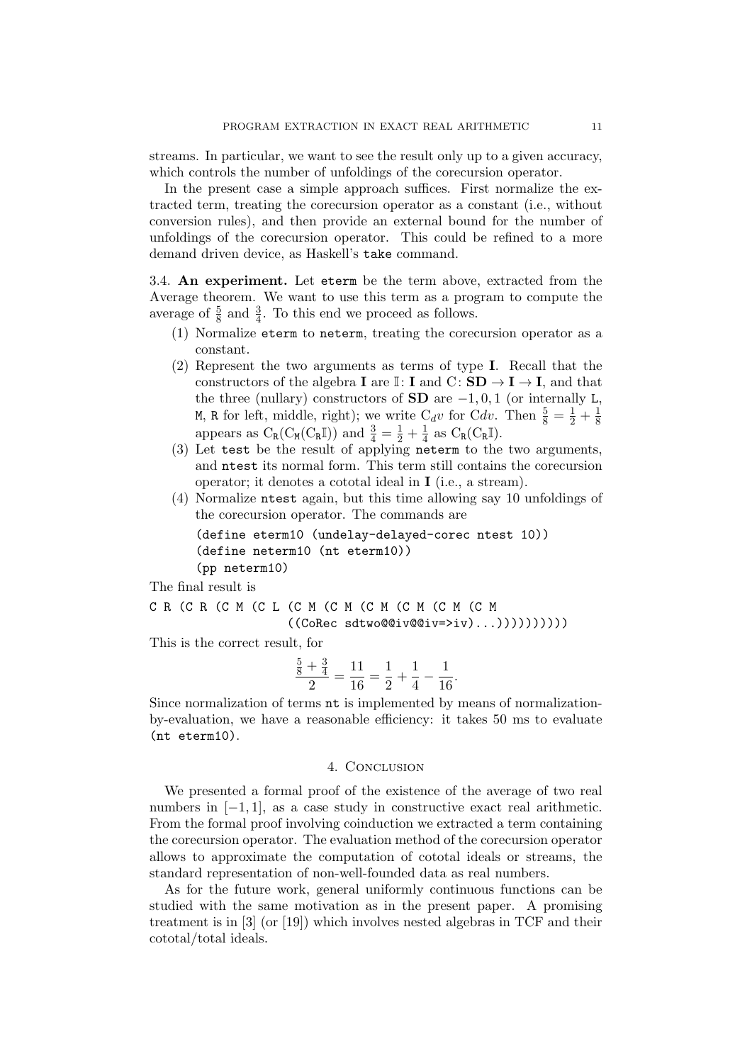streams. In particular, we want to see the result only up to a given accuracy, which controls the number of unfoldings of the corecursion operator.

In the present case a simple approach suffices. First normalize the extracted term, treating the corecursion operator as a constant (i.e., without conversion rules), and then provide an external bound for the number of unfoldings of the corecursion operator. This could be refined to a more demand driven device, as Haskell's `take` command.

3.4. **An experiment.** Let `eterm` be the term above, extracted from the Average theorem. We want to use this term as a program to compute the average of $\frac{5}{8}$ and $\frac{3}{4}$. To this end we proceed as follows.

1. Normalize `eterm` to `neterm`, treating the corecursion operator as a constant.
2. Represent the two arguments as terms of type $\mathbf{I}$. Recall that the constructors of the algebra $\mathbf{I}$ are $\mathbb{I}\colon \mathbf{I}$ and $\mathrm{C}\colon \mathbf{SD} \to \mathbf{I} \to \mathbf{I}$, and that the three (nullary) constructors of $\mathbf{SD}$ are $-1, 0, 1$ (or internally `L`, `M`, `R` for left, middle, right); we write $\mathrm{C}_d v$ for $\mathrm{C} dv$. Then $\frac{5}{8} = \frac{1}{2} + \frac{1}{8}$ appears as $\mathrm{C}_{\mathtt{R}}(\mathrm{C}_{\mathtt{M}}(\mathrm{C}_{\mathtt{R}}\mathbb{I}))$ and $\frac{3}{4} = \frac{1}{2} + \frac{1}{4}$ as $\mathrm{C}_{\mathtt{R}}(\mathrm{C}_{\mathtt{R}}\mathbb{I})$.
3. Let `test` be the result of applying `neterm` to the two arguments, and `ntest` its normal form. This term still contains the corecursion operator; it denotes a cototal ideal in $\mathbf{I}$ (i.e., a stream).
4. Normalize `ntest` again, but this time allowing say 10 unfoldings of the corecursion operator. The commands are

```
(define eterm10 (undelay-delayed-corec ntest 10))
(define neterm10 (nt eterm10))
(pp neterm10)
```

The final result is

```
C R (C R (C M (C L (C M (C M (C M (C M (C M (C M
                     ((CoRec sdtwo@@iv@@iv=>iv)...))))))))))
```

This is the correct result, for

$$\frac{\frac{5}{8} + \frac{3}{4}}{2} = \frac{11}{16} = \frac{1}{2} + \frac{1}{4} - \frac{1}{16}.$$

Since normalization of terms `nt` is implemented by means of normalization-by-evaluation, we have a reasonable efficiency: it takes 50 ms to evaluate `(nt eterm10)`.

## 4. Conclusion

We presented a formal proof of the existence of the average of two real numbers in $[-1, 1]$, as a case study in constructive exact real arithmetic. From the formal proof involving coinduction we extracted a term containing the corecursion operator. The evaluation method of the corecursion operator allows to approximate the computation of cototal ideals or streams, the standard representation of non-well-founded data as real numbers.

As for the future work, general uniformly continuous functions can be studied with the same motivation as in the present paper. A promising treatment is in [3] (or [19]) which involves nested algebras in TCF and their cototal/total ideals.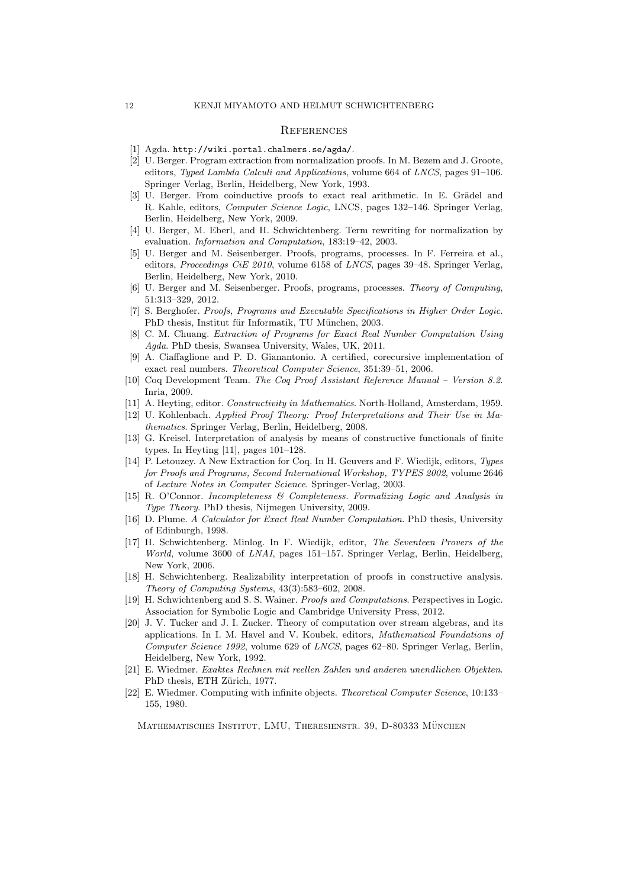## References

[1] Agda. `http://wiki.portal.chalmers.se/agda/`.

[2] U. Berger. Program extraction from normalization proofs. In M. Bezem and J. Groote, editors, *Typed Lambda Calculi and Applications*, volume 664 of *LNCS*, pages 91–106. Springer Verlag, Berlin, Heidelberg, New York, 1993.

[3] U. Berger. From coinductive proofs to exact real arithmetic. In E. Grädel and R. Kahle, editors, *Computer Science Logic*, LNCS, pages 132–146. Springer Verlag, Berlin, Heidelberg, New York, 2009.

[4] U. Berger, M. Eberl, and H. Schwichtenberg. Term rewriting for normalization by evaluation. *Information and Computation*, 183:19–42, 2003.

[5] U. Berger and M. Seisenberger. Proofs, programs, processes. In F. Ferreira et al., editors, *Proceedings CiE 2010*, volume 6158 of *LNCS*, pages 39–48. Springer Verlag, Berlin, Heidelberg, New York, 2010.

[6] U. Berger and M. Seisenberger. Proofs, programs, processes. *Theory of Computing*, 51:313–329, 2012.

[7] S. Berghofer. *Proofs, Programs and Executable Specifications in Higher Order Logic*. PhD thesis, Institut für Informatik, TU München, 2003.

[8] C. M. Chuang. *Extraction of Programs for Exact Real Number Computation Using Agda*. PhD thesis, Swansea University, Wales, UK, 2011.

[9] A. Ciaffaglione and P. D. Gianantonio. A certified, corecursive implementation of exact real numbers. *Theoretical Computer Science*, 351:39–51, 2006.

[10] Coq Development Team. *The Coq Proof Assistant Reference Manual – Version 8.2*. Inria, 2009.

[11] A. Heyting, editor. *Constructivity in Mathematics*. North-Holland, Amsterdam, 1959.

[12] U. Kohlenbach. *Applied Proof Theory: Proof Interpretations and Their Use in Mathematics*. Springer Verlag, Berlin, Heidelberg, 2008.

[13] G. Kreisel. Interpretation of analysis by means of constructive functionals of finite types. In Heyting [11], pages 101–128.

[14] P. Letouzey. A New Extraction for Coq. In H. Geuvers and F. Wiedijk, editors, *Types for Proofs and Programs, Second International Workshop, TYPES 2002*, volume 2646 of *Lecture Notes in Computer Science*. Springer-Verlag, 2003.

[15] R. O'Connor. *Incompleteness & Completeness. Formalizing Logic and Analysis in Type Theory*. PhD thesis, Nijmegen University, 2009.

[16] D. Plume. *A Calculator for Exact Real Number Computation*. PhD thesis, University of Edinburgh, 1998.

[17] H. Schwichtenberg. Minlog. In F. Wiedijk, editor, *The Seventeen Provers of the World*, volume 3600 of *LNAI*, pages 151–157. Springer Verlag, Berlin, Heidelberg, New York, 2006.

[18] H. Schwichtenberg. Realizability interpretation of proofs in constructive analysis. *Theory of Computing Systems*, 43(3):583–602, 2008.

[19] H. Schwichtenberg and S. S. Wainer. *Proofs and Computations*. Perspectives in Logic. Association for Symbolic Logic and Cambridge University Press, 2012.

[20] J. V. Tucker and J. I. Zucker. Theory of computation over stream algebras, and its applications. In I. M. Havel and V. Koubek, editors, *Mathematical Foundations of Computer Science 1992*, volume 629 of *LNCS*, pages 62–80. Springer Verlag, Berlin, Heidelberg, New York, 1992.

[21] E. Wiedmer. *Exaktes Rechnen mit reellen Zahlen und anderen unendlichen Objekten*. PhD thesis, ETH Zürich, 1977.

[22] E. Wiedmer. Computing with infinite objects. *Theoretical Computer Science*, 10:133–155, 1980.

Mathematisches Institut, LMU, Theresienstr. 39, D-80333 München